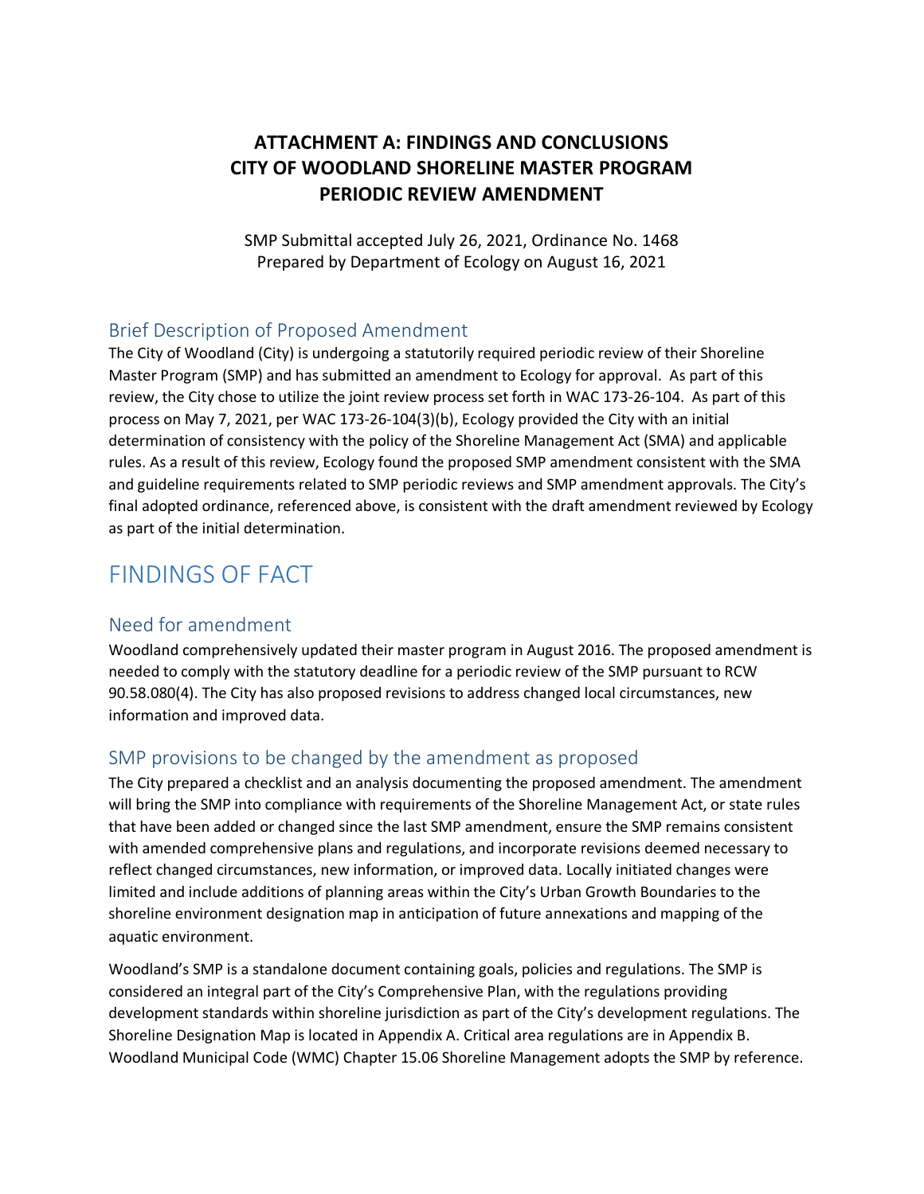# ATTACHMENT A: FINDINGS AND CONCLUSIONS CITY OF WOODLAND SHORELINE MASTER PROGRAM PERIODIC REVIEW AMENDMENT

SMP Submittal accepted July 26, 2021, Ordinance No. 1468
Prepared by Department of Ecology on August 16, 2021

## Brief Description of Proposed Amendment

The City of Woodland (City) is undergoing a statutorily required periodic review of their Shoreline Master Program (SMP) and has submitted an amendment to Ecology for approval. As part of this review, the City chose to utilize the joint review process set forth in WAC 173-26-104. As part of this process on May 7, 2021, per WAC 173-26-104(3)(b), Ecology provided the City with an initial determination of consistency with the policy of the Shoreline Management Act (SMA) and applicable rules. As a result of this review, Ecology found the proposed SMP amendment consistent with the SMA and guideline requirements related to SMP periodic reviews and SMP amendment approvals. The City's final adopted ordinance, referenced above, is consistent with the draft amendment reviewed by Ecology as part of the initial determination.

# FINDINGS OF FACT

## Need for amendment

Woodland comprehensively updated their master program in August 2016. The proposed amendment is needed to comply with the statutory deadline for a periodic review of the SMP pursuant to RCW 90.58.080(4). The City has also proposed revisions to address changed local circumstances, new information and improved data.

## SMP provisions to be changed by the amendment as proposed

The City prepared a checklist and an analysis documenting the proposed amendment. The amendment will bring the SMP into compliance with requirements of the Shoreline Management Act, or state rules that have been added or changed since the last SMP amendment, ensure the SMP remains consistent with amended comprehensive plans and regulations, and incorporate revisions deemed necessary to reflect changed circumstances, new information, or improved data. Locally initiated changes were limited and include additions of planning areas within the City's Urban Growth Boundaries to the shoreline environment designation map in anticipation of future annexations and mapping of the aquatic environment.

Woodland's SMP is a standalone document containing goals, policies and regulations. The SMP is considered an integral part of the City's Comprehensive Plan, with the regulations providing development standards within shoreline jurisdiction as part of the City's development regulations. The Shoreline Designation Map is located in Appendix A. Critical area regulations are in Appendix B. Woodland Municipal Code (WMC) Chapter 15.06 Shoreline Management adopts the SMP by reference.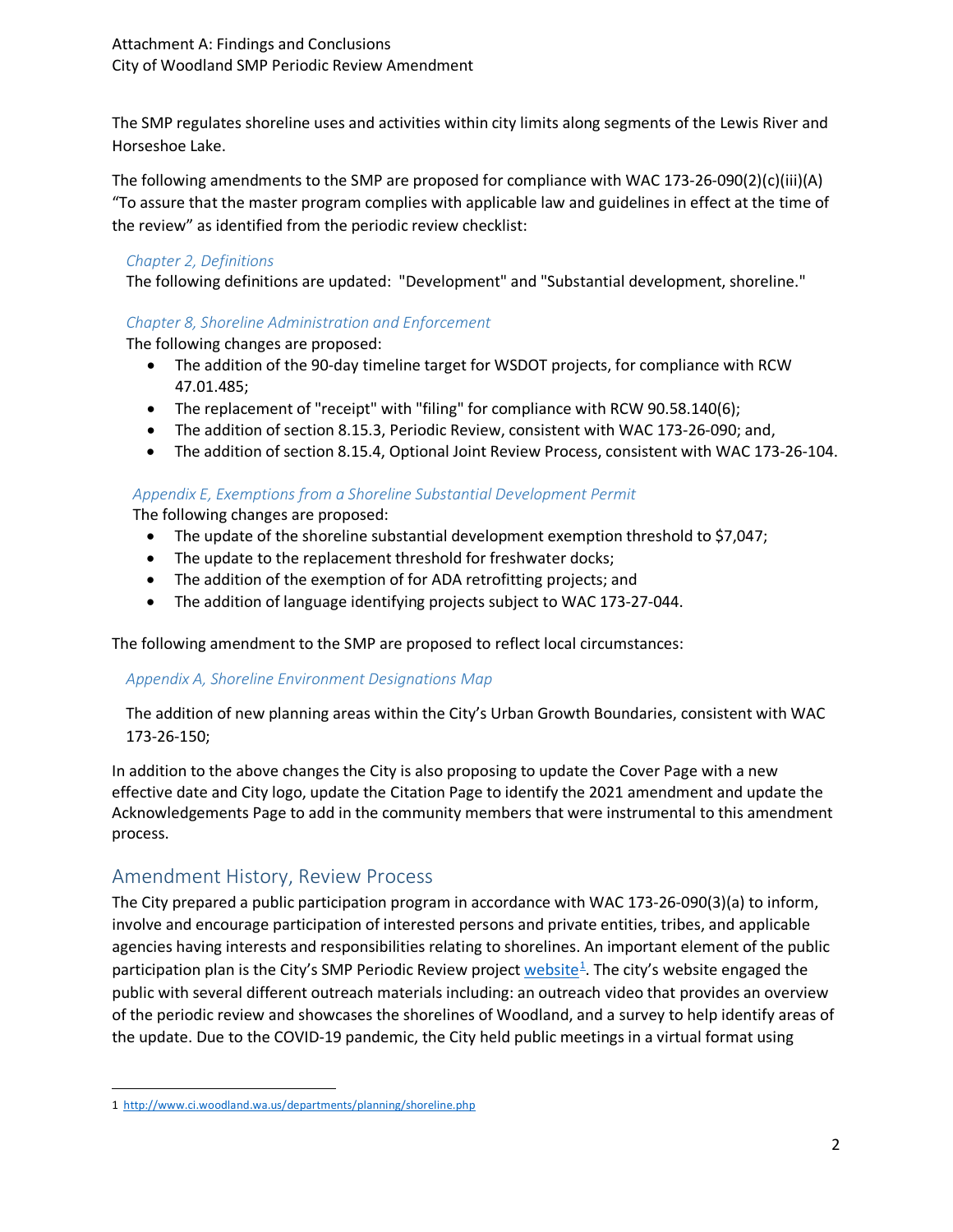The SMP regulates shoreline uses and activities within city limits along segments of the Lewis River and Horseshoe Lake.

The following amendments to the SMP are proposed for compliance with WAC 173-26-090(2)(c)(iii)(A) "To assure that the master program complies with applicable law and guidelines in effect at the time of the review" as identified from the periodic review checklist:

*Chapter 2, Definitions*

The following definitions are updated: "Development" and "Substantial development, shoreline."

*Chapter 8, Shoreline Administration and Enforcement*

The following changes are proposed:

- The addition of the 90-day timeline target for WSDOT projects, for compliance with RCW 47.01.485;
- The replacement of "receipt" with "filing" for compliance with RCW 90.58.140(6);
- The addition of section 8.15.3, Periodic Review, consistent with WAC 173-26-090; and,
- The addition of section 8.15.4, Optional Joint Review Process, consistent with WAC 173-26-104.

*Appendix E, Exemptions from a Shoreline Substantial Development Permit*

The following changes are proposed:

- The update of the shoreline substantial development exemption threshold to $7,047;
- The update to the replacement threshold for freshwater docks;
- The addition of the exemption of for ADA retrofitting projects; and
- The addition of language identifying projects subject to WAC 173-27-044.

The following amendment to the SMP are proposed to reflect local circumstances:

*Appendix A, Shoreline Environment Designations Map*

The addition of new planning areas within the City's Urban Growth Boundaries, consistent with WAC 173-26-150;

In addition to the above changes the City is also proposing to update the Cover Page with a new effective date and City logo, update the Citation Page to identify the 2021 amendment and update the Acknowledgements Page to add in the community members that were instrumental to this amendment process.

## Amendment History, Review Process

The City prepared a public participation program in accordance with WAC 173-26-090(3)(a) to inform, involve and encourage participation of interested persons and private entities, tribes, and applicable agencies having interests and responsibilities relating to shorelines. An important element of the public participation plan is the City's SMP Periodic Review project website[1]. The city's website engaged the public with several different outreach materials including: an outreach video that provides an overview of the periodic review and showcases the shorelines of Woodland, and a survey to help identify areas of the update. Due to the COVID-19 pandemic, the City held public meetings in a virtual format using

[1] http://www.ci.woodland.wa.us/departments/planning/shoreline.php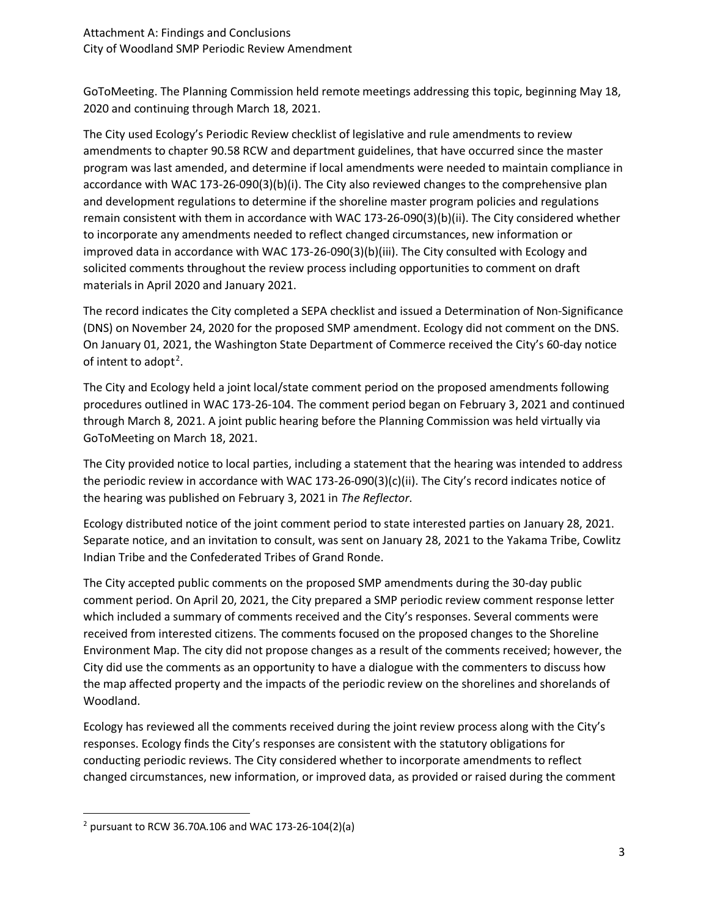GoToMeeting. The Planning Commission held remote meetings addressing this topic, beginning May 18, 2020 and continuing through March 18, 2021.

The City used Ecology's Periodic Review checklist of legislative and rule amendments to review amendments to chapter 90.58 RCW and department guidelines, that have occurred since the master program was last amended, and determine if local amendments were needed to maintain compliance in accordance with WAC 173-26-090(3)(b)(i). The City also reviewed changes to the comprehensive plan and development regulations to determine if the shoreline master program policies and regulations remain consistent with them in accordance with WAC 173-26-090(3)(b)(ii). The City considered whether to incorporate any amendments needed to reflect changed circumstances, new information or improved data in accordance with WAC 173-26-090(3)(b)(iii). The City consulted with Ecology and solicited comments throughout the review process including opportunities to comment on draft materials in April 2020 and January 2021.

The record indicates the City completed a SEPA checklist and issued a Determination of Non-Significance (DNS) on November 24, 2020 for the proposed SMP amendment. Ecology did not comment on the DNS. On January 01, 2021, the Washington State Department of Commerce received the City's 60-day notice of intent to adopt[2].

The City and Ecology held a joint local/state comment period on the proposed amendments following procedures outlined in WAC 173-26-104. The comment period began on February 3, 2021 and continued through March 8, 2021. A joint public hearing before the Planning Commission was held virtually via GoToMeeting on March 18, 2021.

The City provided notice to local parties, including a statement that the hearing was intended to address the periodic review in accordance with WAC 173-26-090(3)(c)(ii). The City's record indicates notice of the hearing was published on February 3, 2021 in *The Reflector*.

Ecology distributed notice of the joint comment period to state interested parties on January 28, 2021. Separate notice, and an invitation to consult, was sent on January 28, 2021 to the Yakama Tribe, Cowlitz Indian Tribe and the Confederated Tribes of Grand Ronde.

The City accepted public comments on the proposed SMP amendments during the 30-day public comment period. On April 20, 2021, the City prepared a SMP periodic review comment response letter which included a summary of comments received and the City's responses. Several comments were received from interested citizens. The comments focused on the proposed changes to the Shoreline Environment Map. The city did not propose changes as a result of the comments received; however, the City did use the comments as an opportunity to have a dialogue with the commenters to discuss how the map affected property and the impacts of the periodic review on the shorelines and shorelands of Woodland.

Ecology has reviewed all the comments received during the joint review process along with the City's responses. Ecology finds the City's responses are consistent with the statutory obligations for conducting periodic reviews. The City considered whether to incorporate amendments to reflect changed circumstances, new information, or improved data, as provided or raised during the comment

---

[2] pursuant to RCW 36.70A.106 and WAC 173-26-104(2)(a)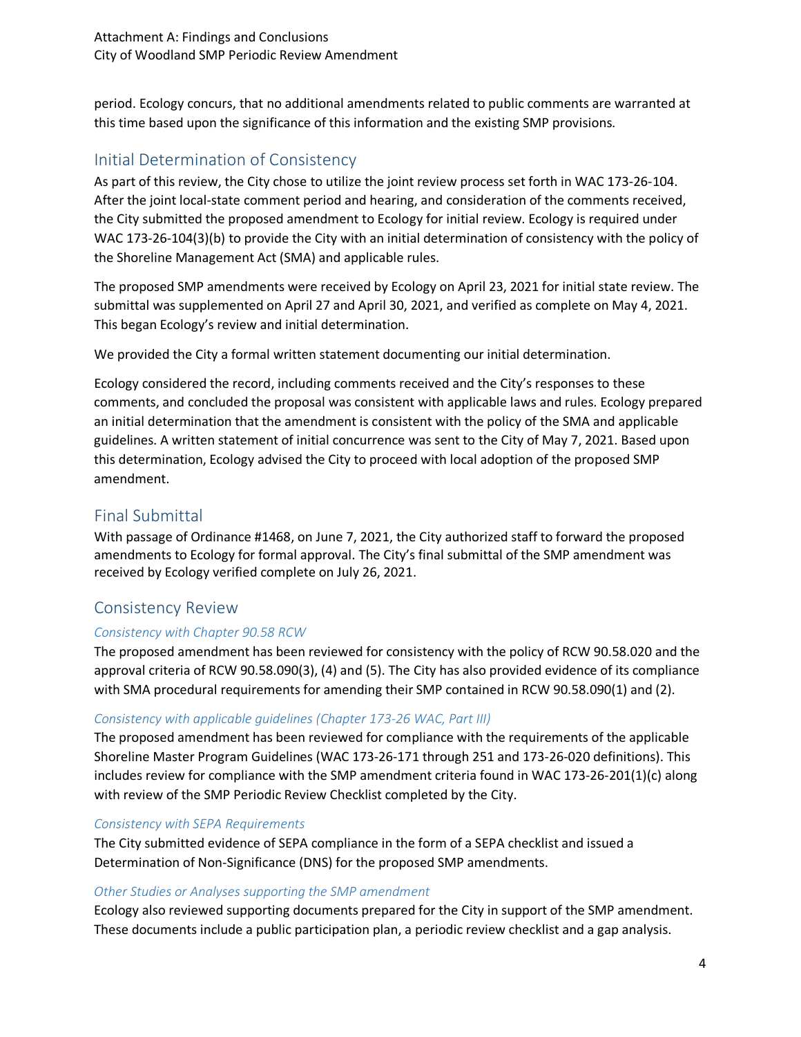period. Ecology concurs, that no additional amendments related to public comments are warranted at this time based upon the significance of this information and the existing SMP provisions.

## Initial Determination of Consistency

As part of this review, the City chose to utilize the joint review process set forth in WAC 173-26-104. After the joint local-state comment period and hearing, and consideration of the comments received, the City submitted the proposed amendment to Ecology for initial review. Ecology is required under WAC 173-26-104(3)(b) to provide the City with an initial determination of consistency with the policy of the Shoreline Management Act (SMA) and applicable rules.

The proposed SMP amendments were received by Ecology on April 23, 2021 for initial state review. The submittal was supplemented on April 27 and April 30, 2021, and verified as complete on May 4, 2021. This began Ecology's review and initial determination.

We provided the City a formal written statement documenting our initial determination.

Ecology considered the record, including comments received and the City's responses to these comments, and concluded the proposal was consistent with applicable laws and rules. Ecology prepared an initial determination that the amendment is consistent with the policy of the SMA and applicable guidelines. A written statement of initial concurrence was sent to the City of May 7, 2021. Based upon this determination, Ecology advised the City to proceed with local adoption of the proposed SMP amendment.

## Final Submittal

With passage of Ordinance #1468, on June 7, 2021, the City authorized staff to forward the proposed amendments to Ecology for formal approval. The City's final submittal of the SMP amendment was received by Ecology verified complete on July 26, 2021.

## Consistency Review

### *Consistency with Chapter 90.58 RCW*

The proposed amendment has been reviewed for consistency with the policy of RCW 90.58.020 and the approval criteria of RCW 90.58.090(3), (4) and (5). The City has also provided evidence of its compliance with SMA procedural requirements for amending their SMP contained in RCW 90.58.090(1) and (2).

### *Consistency with applicable guidelines (Chapter 173-26 WAC, Part III)*

The proposed amendment has been reviewed for compliance with the requirements of the applicable Shoreline Master Program Guidelines (WAC 173-26-171 through 251 and 173-26-020 definitions). This includes review for compliance with the SMP amendment criteria found in WAC 173-26-201(1)(c) along with review of the SMP Periodic Review Checklist completed by the City.

### *Consistency with SEPA Requirements*

The City submitted evidence of SEPA compliance in the form of a SEPA checklist and issued a Determination of Non-Significance (DNS) for the proposed SMP amendments.

### *Other Studies or Analyses supporting the SMP amendment*

Ecology also reviewed supporting documents prepared for the City in support of the SMP amendment. These documents include a public participation plan, a periodic review checklist and a gap analysis.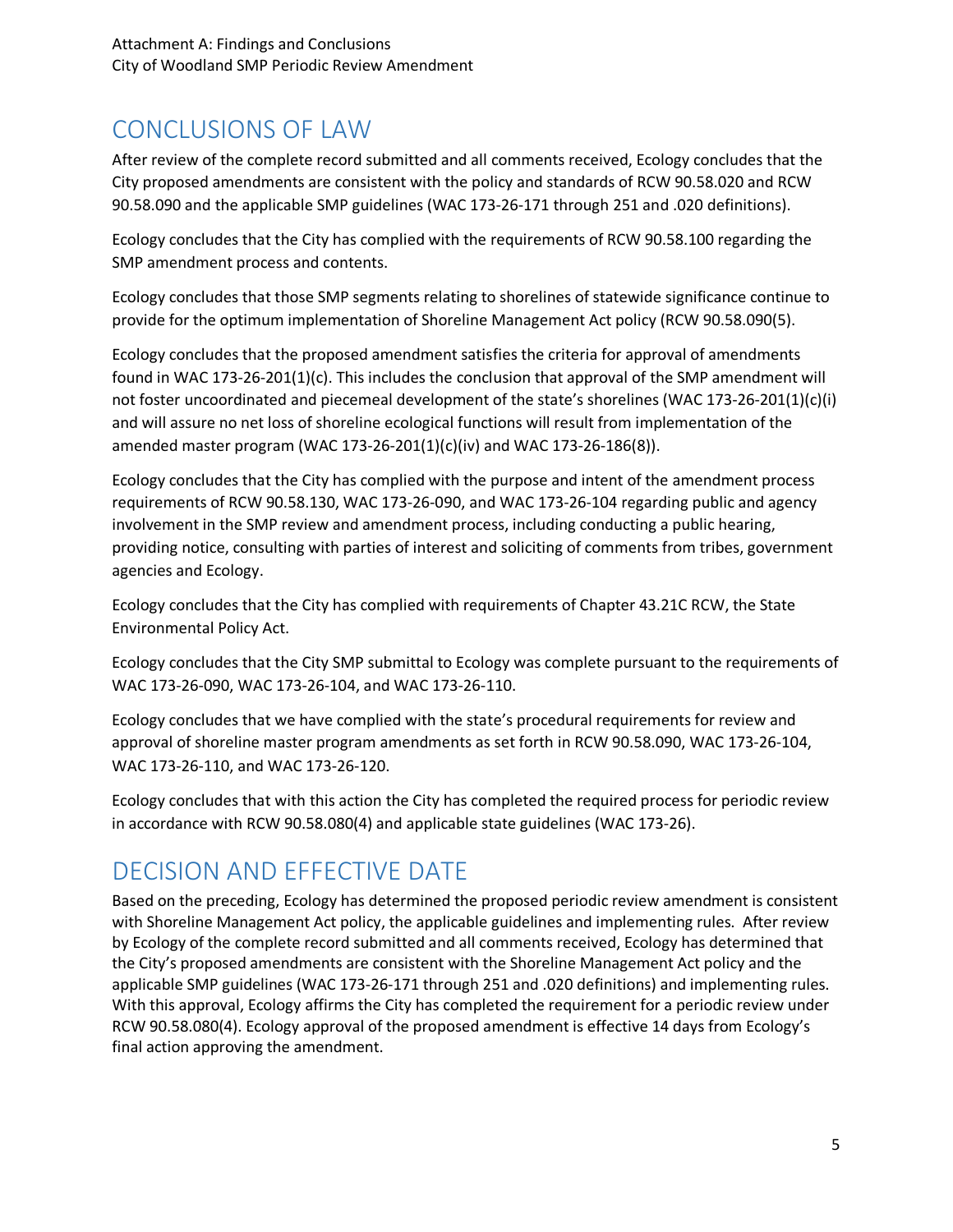## CONCLUSIONS OF LAW

After review of the complete record submitted and all comments received, Ecology concludes that the City proposed amendments are consistent with the policy and standards of RCW 90.58.020 and RCW 90.58.090 and the applicable SMP guidelines (WAC 173-26-171 through 251 and .020 definitions).

Ecology concludes that the City has complied with the requirements of RCW 90.58.100 regarding the SMP amendment process and contents.

Ecology concludes that those SMP segments relating to shorelines of statewide significance continue to provide for the optimum implementation of Shoreline Management Act policy (RCW 90.58.090(5).

Ecology concludes that the proposed amendment satisfies the criteria for approval of amendments found in WAC 173-26-201(1)(c). This includes the conclusion that approval of the SMP amendment will not foster uncoordinated and piecemeal development of the state's shorelines (WAC 173-26-201(1)(c)(i) and will assure no net loss of shoreline ecological functions will result from implementation of the amended master program (WAC 173-26-201(1)(c)(iv) and WAC 173-26-186(8)).

Ecology concludes that the City has complied with the purpose and intent of the amendment process requirements of RCW 90.58.130, WAC 173-26-090, and WAC 173-26-104 regarding public and agency involvement in the SMP review and amendment process, including conducting a public hearing, providing notice, consulting with parties of interest and soliciting of comments from tribes, government agencies and Ecology.

Ecology concludes that the City has complied with requirements of Chapter 43.21C RCW, the State Environmental Policy Act.

Ecology concludes that the City SMP submittal to Ecology was complete pursuant to the requirements of WAC 173-26-090, WAC 173-26-104, and WAC 173-26-110.

Ecology concludes that we have complied with the state's procedural requirements for review and approval of shoreline master program amendments as set forth in RCW 90.58.090, WAC 173-26-104, WAC 173-26-110, and WAC 173-26-120.

Ecology concludes that with this action the City has completed the required process for periodic review in accordance with RCW 90.58.080(4) and applicable state guidelines (WAC 173-26).

## DECISION AND EFFECTIVE DATE

Based on the preceding, Ecology has determined the proposed periodic review amendment is consistent with Shoreline Management Act policy, the applicable guidelines and implementing rules. After review by Ecology of the complete record submitted and all comments received, Ecology has determined that the City's proposed amendments are consistent with the Shoreline Management Act policy and the applicable SMP guidelines (WAC 173-26-171 through 251 and .020 definitions) and implementing rules. With this approval, Ecology affirms the City has completed the requirement for a periodic review under RCW 90.58.080(4). Ecology approval of the proposed amendment is effective 14 days from Ecology's final action approving the amendment.